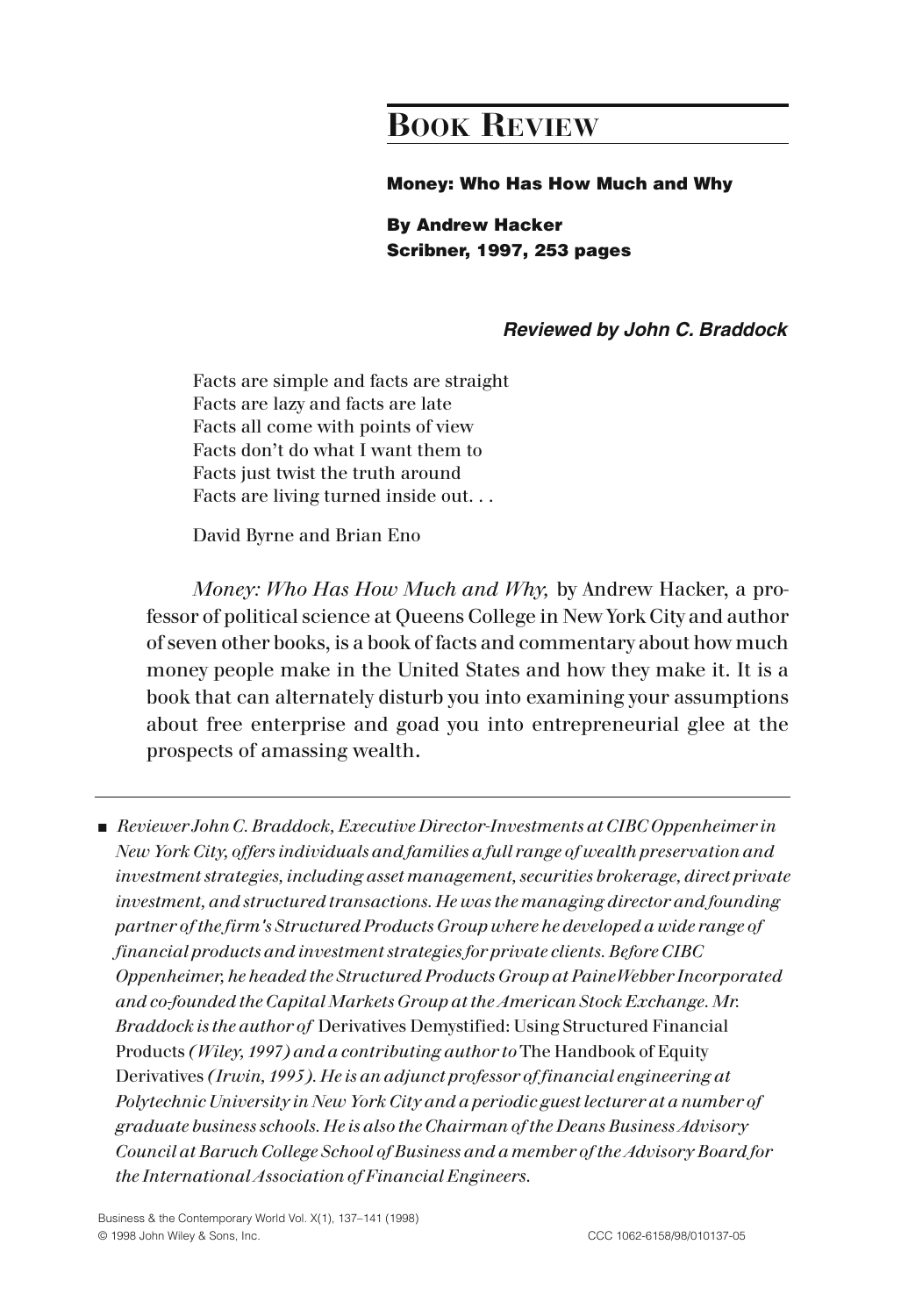# Book Review

**Money: Who Has How Much and Why**

**By Andrew Hacker**
**Scribner, 1997, 253 pages**

***Reviewed by John C. Braddock***

> Facts are simple and facts are straight
> Facts are lazy and facts are late
> Facts all come with points of view
> Facts don't do what I want them to
> Facts just twist the truth around
> Facts are living turned inside out. . .
>
> David Byrne and Brian Eno

*Money: Who Has How Much and Why,* by Andrew Hacker, a professor of political science at Queens College in New York City and author of seven other books, is a book of facts and commentary about how much money people make in the United States and how they make it. It is a book that can alternately disturb you into examining your assumptions about free enterprise and goad you into entrepreneurial glee at the prospects of amassing wealth.

---

■ *Reviewer John C. Braddock, Executive Director-Investments at CIBC Oppenheimer in New York City, offers individuals and families a full range of wealth preservation and investment strategies, including asset management, securities brokerage, direct private investment, and structured transactions. He was the managing director and founding partner of the firm's Structured Products Group where he developed a wide range of financial products and investment strategies for private clients. Before CIBC Oppenheimer, he headed the Structured Products Group at PaineWebber Incorporated and co-founded the Capital Markets Group at the American Stock Exchange. Mr. Braddock is the author of* Derivatives Demystified: Using Structured Financial Products *(Wiley, 1997) and a contributing author to* The Handbook of Equity Derivatives *(Irwin, 1995). He is an adjunct professor of financial engineering at Polytechnic University in New York City and a periodic guest lecturer at a number of graduate business schools. He is also the Chairman of the Deans Business Advisory Council at Baruch College School of Business and a member of the Advisory Board for the International Association of Financial Engineers.*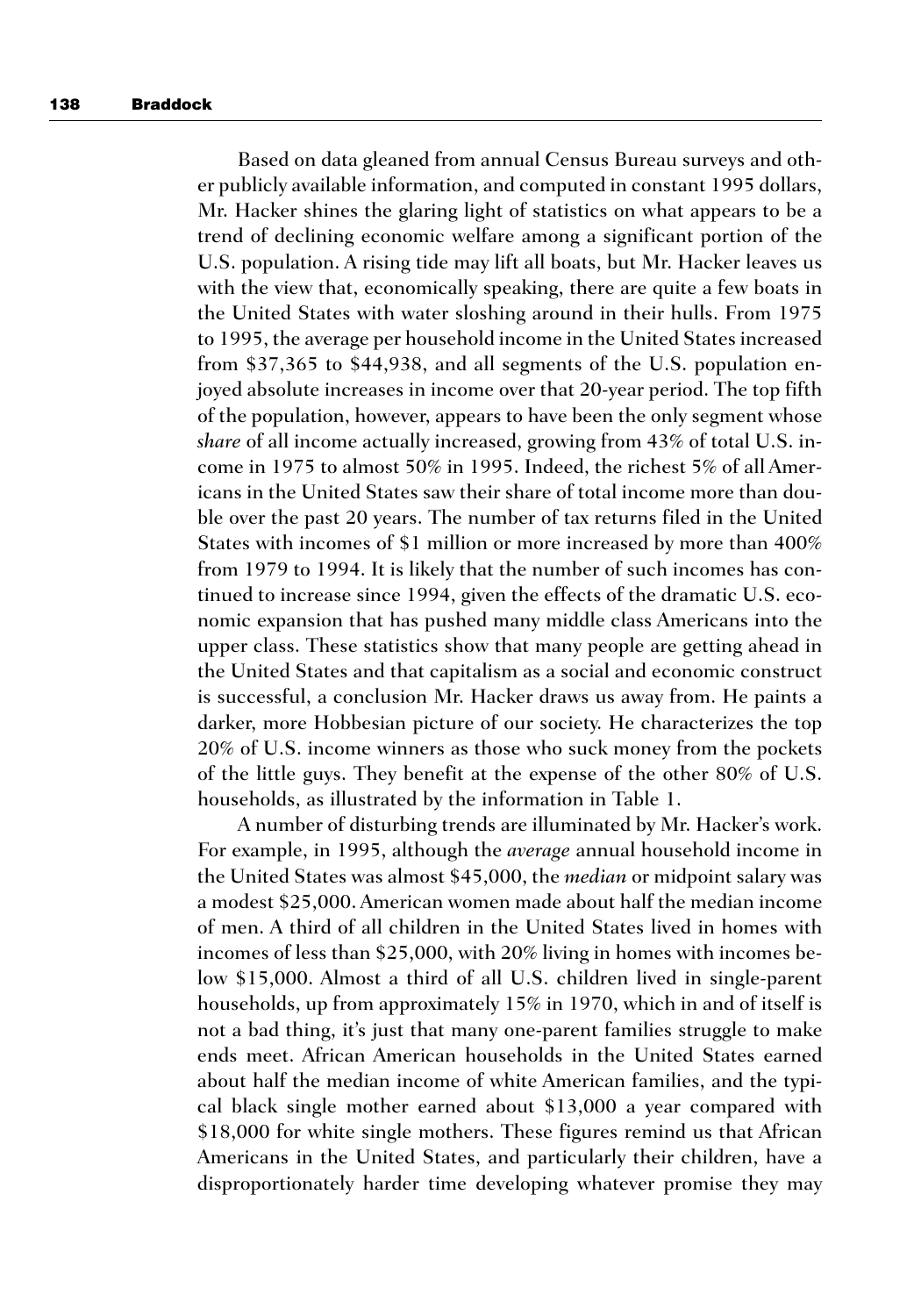Based on data gleaned from annual Census Bureau surveys and other publicly available information, and computed in constant 1995 dollars, Mr. Hacker shines the glaring light of statistics on what appears to be a trend of declining economic welfare among a significant portion of the U.S. population. A rising tide may lift all boats, but Mr. Hacker leaves us with the view that, economically speaking, there are quite a few boats in the United States with water sloshing around in their hulls. From 1975 to 1995, the average per household income in the United States increased from $37,365 to $44,938, and all segments of the U.S. population enjoyed absolute increases in income over that 20-year period. The top fifth of the population, however, appears to have been the only segment whose *share* of all income actually increased, growing from 43% of total U.S. income in 1975 to almost 50% in 1995. Indeed, the richest 5% of all Americans in the United States saw their share of total income more than double over the past 20 years. The number of tax returns filed in the United States with incomes of $1 million or more increased by more than 400% from 1979 to 1994. It is likely that the number of such incomes has continued to increase since 1994, given the effects of the dramatic U.S. economic expansion that has pushed many middle class Americans into the upper class. These statistics show that many people are getting ahead in the United States and that capitalism as a social and economic construct is successful, a conclusion Mr. Hacker draws us away from. He paints a darker, more Hobbesian picture of our society. He characterizes the top 20% of U.S. income winners as those who suck money from the pockets of the little guys. They benefit at the expense of the other 80% of U.S. households, as illustrated by the information in Table 1.

A number of disturbing trends are illuminated by Mr. Hacker's work. For example, in 1995, although the *average* annual household income in the United States was almost $45,000, the *median* or midpoint salary was a modest $25,000. American women made about half the median income of men. A third of all children in the United States lived in homes with incomes of less than $25,000, with 20% living in homes with incomes below $15,000. Almost a third of all U.S. children lived in single-parent households, up from approximately 15% in 1970, which in and of itself is not a bad thing, it's just that many one-parent families struggle to make ends meet. African American households in the United States earned about half the median income of white American families, and the typical black single mother earned about $13,000 a year compared with $18,000 for white single mothers. These figures remind us that African Americans in the United States, and particularly their children, have a disproportionately harder time developing whatever promise they may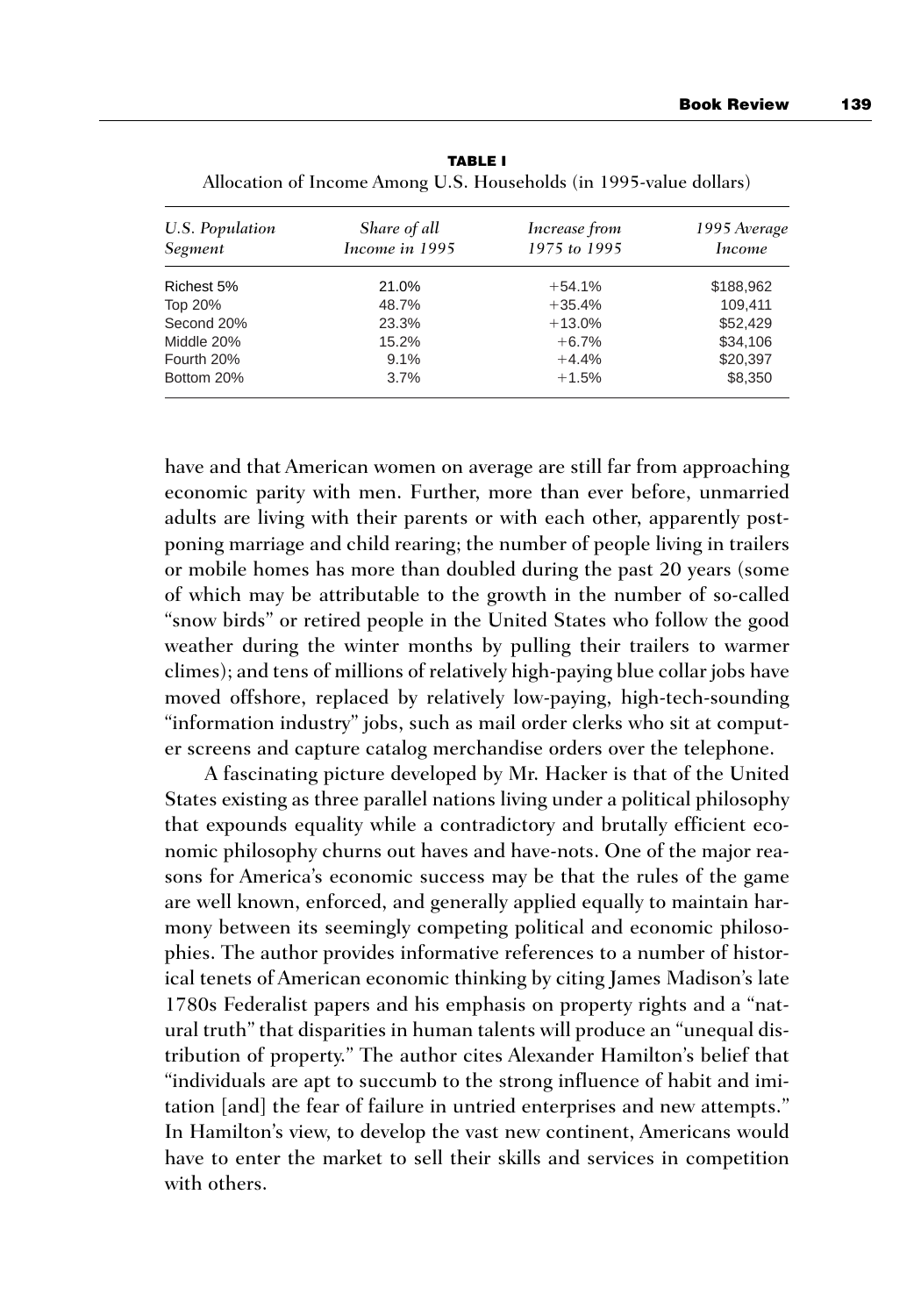**TABLE I**

Allocation of Income Among U.S. Households (in 1995-value dollars)

| *U.S. Population Segment* | *Share of all Income in 1995* | *Increase from 1975 to 1995* | *1995 Average Income* |
|---|---|---|---|
| Richest 5% | 21.0% | +54.1% | $188,962 |
| Top 20% | 48.7% | +35.4% | 109,411 |
| Second 20% | 23.3% | +13.0% | $52,429 |
| Middle 20% | 15.2% | +6.7% | $34,106 |
| Fourth 20% | 9.1% | +4.4% | $20,397 |
| Bottom 20% | 3.7% | +1.5% | $8,350 |

have and that American women on average are still far from approaching economic parity with men. Further, more than ever before, unmarried adults are living with their parents or with each other, apparently postponing marriage and child rearing; the number of people living in trailers or mobile homes has more than doubled during the past 20 years (some of which may be attributable to the growth in the number of so-called "snow birds" or retired people in the United States who follow the good weather during the winter months by pulling their trailers to warmer climes); and tens of millions of relatively high-paying blue collar jobs have moved offshore, replaced by relatively low-paying, high-tech-sounding "information industry" jobs, such as mail order clerks who sit at computer screens and capture catalog merchandise orders over the telephone.

A fascinating picture developed by Mr. Hacker is that of the United States existing as three parallel nations living under a political philosophy that expounds equality while a contradictory and brutally efficient economic philosophy churns out haves and have-nots. One of the major reasons for America's economic success may be that the rules of the game are well known, enforced, and generally applied equally to maintain harmony between its seemingly competing political and economic philosophies. The author provides informative references to a number of historical tenets of American economic thinking by citing James Madison's late 1780s Federalist papers and his emphasis on property rights and a "natural truth" that disparities in human talents will produce an "unequal distribution of property." The author cites Alexander Hamilton's belief that "individuals are apt to succumb to the strong influence of habit and imitation [and] the fear of failure in untried enterprises and new attempts." In Hamilton's view, to develop the vast new continent, Americans would have to enter the market to sell their skills and services in competition with others.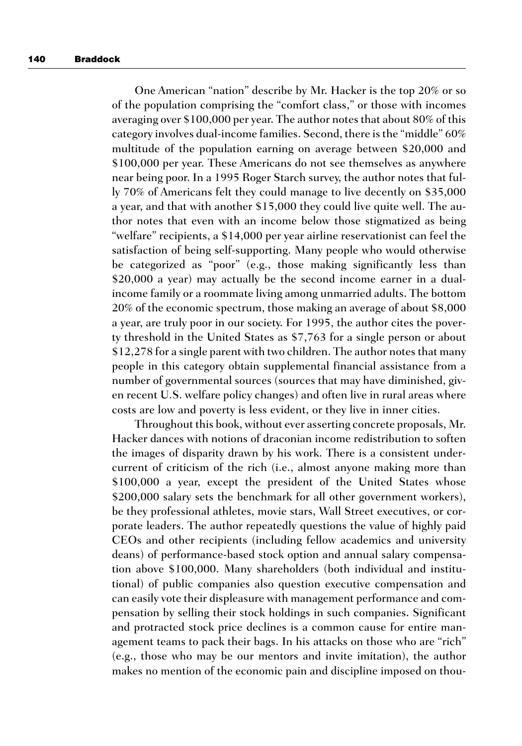One American "nation" describe by Mr. Hacker is the top 20% or so of the population comprising the "comfort class," or those with incomes averaging over $100,000 per year. The author notes that about 80% of this category involves dual-income families. Second, there is the "middle" 60% multitude of the population earning on average between $20,000 and $100,000 per year. These Americans do not see themselves as anywhere near being poor. In a 1995 Roger Starch survey, the author notes that fully 70% of Americans felt they could manage to live decently on $35,000 a year, and that with another $15,000 they could live quite well. The author notes that even with an income below those stigmatized as being "welfare" recipients, a $14,000 per year airline reservationist can feel the satisfaction of being self-supporting. Many people who would otherwise be categorized as "poor" (e.g., those making significantly less than $20,000 a year) may actually be the second income earner in a dual-income family or a roommate living among unmarried adults. The bottom 20% of the economic spectrum, those making an average of about $8,000 a year, are truly poor in our society. For 1995, the author cites the poverty threshold in the United States as $7,763 for a single person or about $12,278 for a single parent with two children. The author notes that many people in this category obtain supplemental financial assistance from a number of governmental sources (sources that may have diminished, given recent U.S. welfare policy changes) and often live in rural areas where costs are low and poverty is less evident, or they live in inner cities.

Throughout this book, without ever asserting concrete proposals, Mr. Hacker dances with notions of draconian income redistribution to soften the images of disparity drawn by his work. There is a consistent undercurrent of criticism of the rich (i.e., almost anyone making more than $100,000 a year, except the president of the United States whose $200,000 salary sets the benchmark for all other government workers), be they professional athletes, movie stars, Wall Street executives, or corporate leaders. The author repeatedly questions the value of highly paid CEOs and other recipients (including fellow academics and university deans) of performance-based stock option and annual salary compensation above $100,000. Many shareholders (both individual and institutional) of public companies also question executive compensation and can easily vote their displeasure with management performance and compensation by selling their stock holdings in such companies. Significant and protracted stock price declines is a common cause for entire management teams to pack their bags. In his attacks on those who are "rich" (e.g., those who may be our mentors and invite imitation), the author makes no mention of the economic pain and discipline imposed on thou-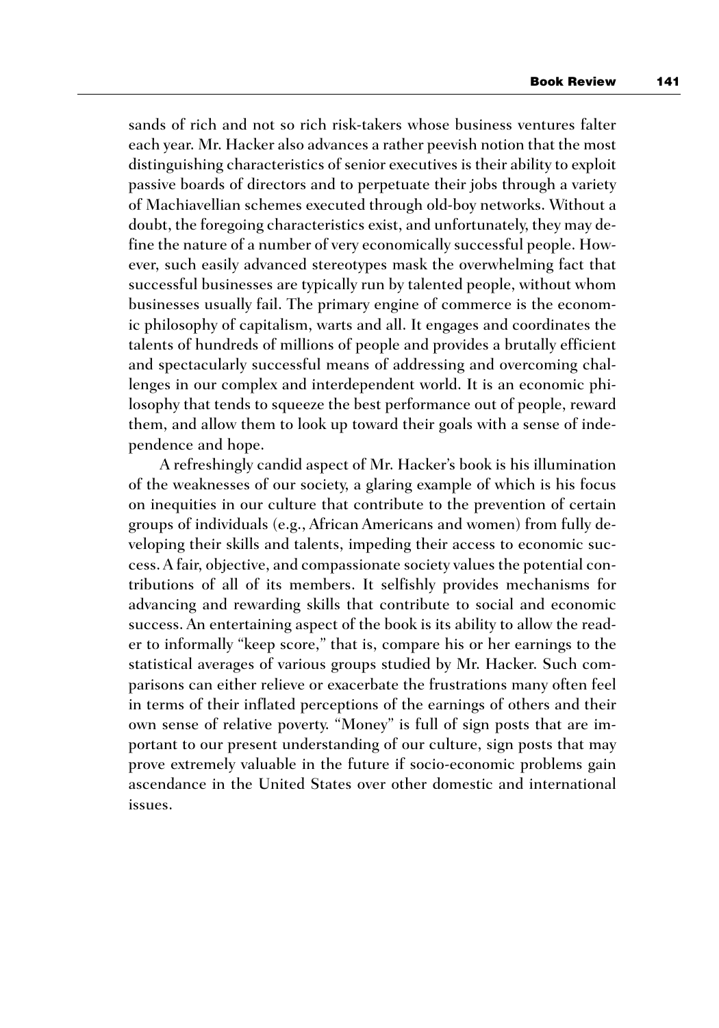sands of rich and not so rich risk-takers whose business ventures falter each year. Mr. Hacker also advances a rather peevish notion that the most distinguishing characteristics of senior executives is their ability to exploit passive boards of directors and to perpetuate their jobs through a variety of Machiavellian schemes executed through old-boy networks. Without a doubt, the foregoing characteristics exist, and unfortunately, they may define the nature of a number of very economically successful people. However, such easily advanced stereotypes mask the overwhelming fact that successful businesses are typically run by talented people, without whom businesses usually fail. The primary engine of commerce is the economic philosophy of capitalism, warts and all. It engages and coordinates the talents of hundreds of millions of people and provides a brutally efficient and spectacularly successful means of addressing and overcoming challenges in our complex and interdependent world. It is an economic philosophy that tends to squeeze the best performance out of people, reward them, and allow them to look up toward their goals with a sense of independence and hope.

A refreshingly candid aspect of Mr. Hacker's book is his illumination of the weaknesses of our society, a glaring example of which is his focus on inequities in our culture that contribute to the prevention of certain groups of individuals (e.g., African Americans and women) from fully developing their skills and talents, impeding their access to economic success. A fair, objective, and compassionate society values the potential contributions of all of its members. It selfishly provides mechanisms for advancing and rewarding skills that contribute to social and economic success. An entertaining aspect of the book is its ability to allow the reader to informally "keep score," that is, compare his or her earnings to the statistical averages of various groups studied by Mr. Hacker. Such comparisons can either relieve or exacerbate the frustrations many often feel in terms of their inflated perceptions of the earnings of others and their own sense of relative poverty. "Money" is full of sign posts that are important to our present understanding of our culture, sign posts that may prove extremely valuable in the future if socio-economic problems gain ascendance in the United States over other domestic and international issues.